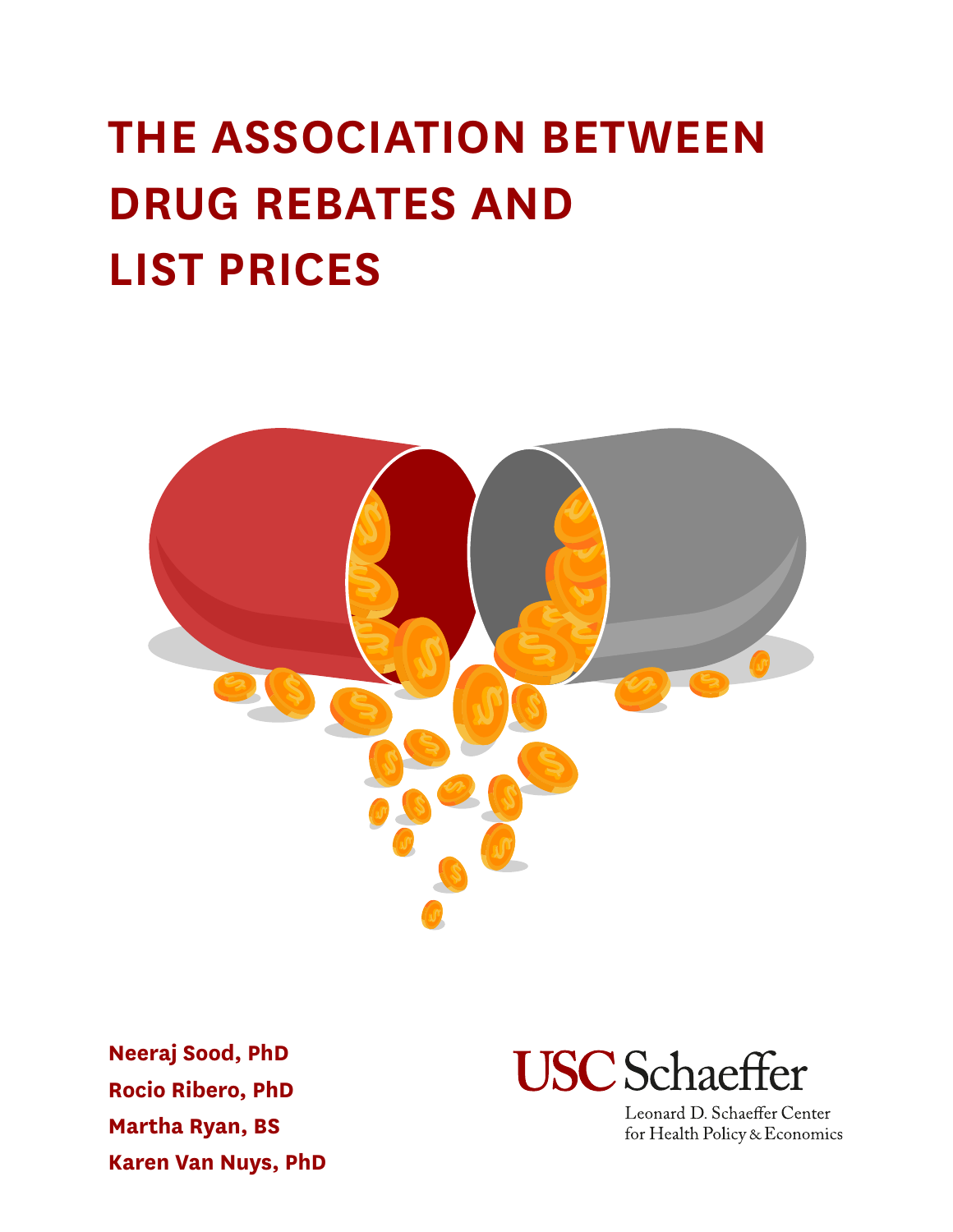# THE ASSOCIATION BETWEEN DRUG REBATES AND LIST PRICES

**Neeraj Sood, PhD**
**Rocio Ribero, PhD**
**Martha Ryan, BS**
**Karen Van Nuys, PhD**

USC Schaeffer
Leonard D. Schaeffer Center for Health Policy & Economics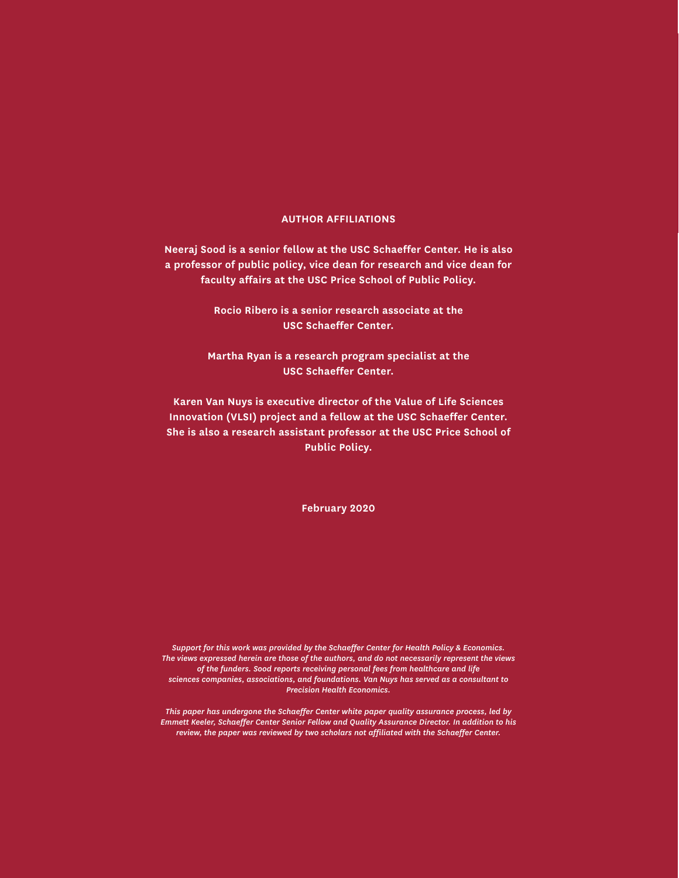## AUTHOR AFFILIATIONS

**Neeraj Sood is a senior fellow at the USC Schaeffer Center. He is also a professor of public policy, vice dean for research and vice dean for faculty affairs at the USC Price School of Public Policy.**

**Rocio Ribero is a senior research associate at the USC Schaeffer Center.**

**Martha Ryan is a research program specialist at the USC Schaeffer Center.**

**Karen Van Nuys is executive director of the Value of Life Sciences Innovation (VLSI) project and a fellow at the USC Schaeffer Center. She is also a research assistant professor at the USC Price School of Public Policy.**

**February 2020**

*Support for this work was provided by the Schaeffer Center for Health Policy & Economics. The views expressed herein are those of the authors, and do not necessarily represent the views of the funders. Sood reports receiving personal fees from healthcare and life sciences companies, associations, and foundations. Van Nuys has served as a consultant to Precision Health Economics.*

*This paper has undergone the Schaeffer Center white paper quality assurance process, led by Emmett Keeler, Schaeffer Center Senior Fellow and Quality Assurance Director. In addition to his review, the paper was reviewed by two scholars not affiliated with the Schaeffer Center.*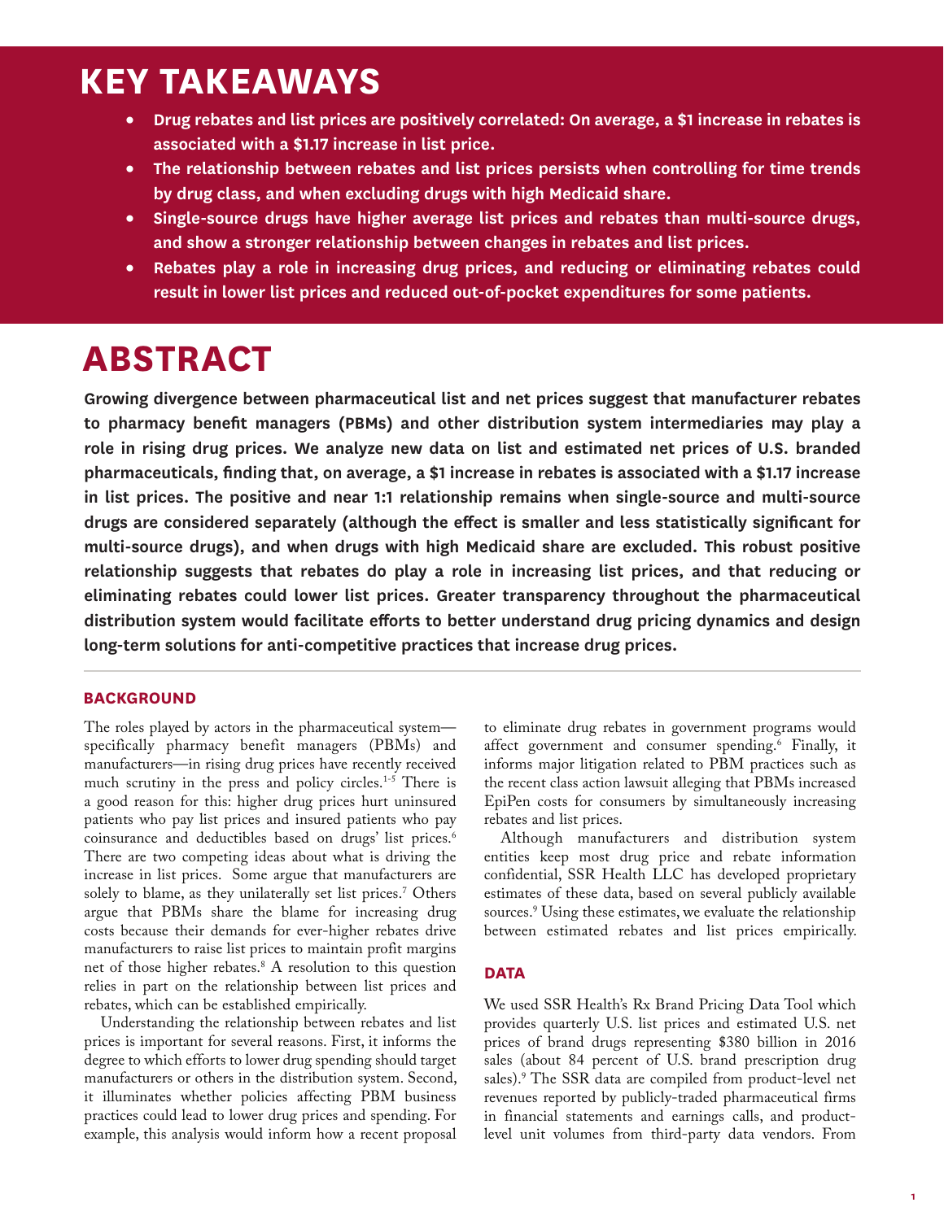# KEY TAKEAWAYS

- **Drug rebates and list prices are positively correlated: On average, a $1 increase in rebates is associated with a $1.17 increase in list price.**
- **The relationship between rebates and list prices persists when controlling for time trends by drug class, and when excluding drugs with high Medicaid share.**
- **Single-source drugs have higher average list prices and rebates than multi-source drugs, and show a stronger relationship between changes in rebates and list prices.**
- **Rebates play a role in increasing drug prices, and reducing or eliminating rebates could result in lower list prices and reduced out-of-pocket expenditures for some patients.**

# ABSTRACT

**Growing divergence between pharmaceutical list and net prices suggest that manufacturer rebates to pharmacy benefit managers (PBMs) and other distribution system intermediaries may play a role in rising drug prices. We analyze new data on list and estimated net prices of U.S. branded pharmaceuticals, finding that, on average, a $1 increase in rebates is associated with a $1.17 increase in list prices. The positive and near 1:1 relationship remains when single-source and multi-source drugs are considered separately (although the effect is smaller and less statistically significant for multi-source drugs), and when drugs with high Medicaid share are excluded. This robust positive relationship suggests that rebates do play a role in increasing list prices, and that reducing or eliminating rebates could lower list prices. Greater transparency throughout the pharmaceutical distribution system would facilitate efforts to better understand drug pricing dynamics and design long-term solutions for anti-competitive practices that increase drug prices.**

## BACKGROUND

The roles played by actors in the pharmaceutical system—specifically pharmacy benefit managers (PBMs) and manufacturers—in rising drug prices have recently received much scrutiny in the press and policy circles.[1-5] There is a good reason for this: higher drug prices hurt uninsured patients who pay list prices and insured patients who pay coinsurance and deductibles based on drugs' list prices.[6] There are two competing ideas about what is driving the increase in list prices. Some argue that manufacturers are solely to blame, as they unilaterally set list prices.[7] Others argue that PBMs share the blame for increasing drug costs because their demands for ever-higher rebates drive manufacturers to raise list prices to maintain profit margins net of those higher rebates.[8] A resolution to this question relies in part on the relationship between list prices and rebates, which can be established empirically.

Understanding the relationship between rebates and list prices is important for several reasons. First, it informs the degree to which efforts to lower drug spending should target manufacturers or others in the distribution system. Second, it illuminates whether policies affecting PBM business practices could lead to lower drug prices and spending. For example, this analysis would inform how a recent proposal to eliminate drug rebates in government programs would affect government and consumer spending.[6] Finally, it informs major litigation related to PBM practices such as the recent class action lawsuit alleging that PBMs increased EpiPen costs for consumers by simultaneously increasing rebates and list prices.

Although manufacturers and distribution system entities keep most drug price and rebate information confidential, SSR Health LLC has developed proprietary estimates of these data, based on several publicly available sources.[9] Using these estimates, we evaluate the relationship between estimated rebates and list prices empirically.

## DATA

We used SSR Health's Rx Brand Pricing Data Tool which provides quarterly U.S. list prices and estimated U.S. net prices of brand drugs representing $380 billion in 2016 sales (about 84 percent of U.S. brand prescription drug sales).[9] The SSR data are compiled from product-level net revenues reported by publicly-traded pharmaceutical firms in financial statements and earnings calls, and product-level unit volumes from third-party data vendors. From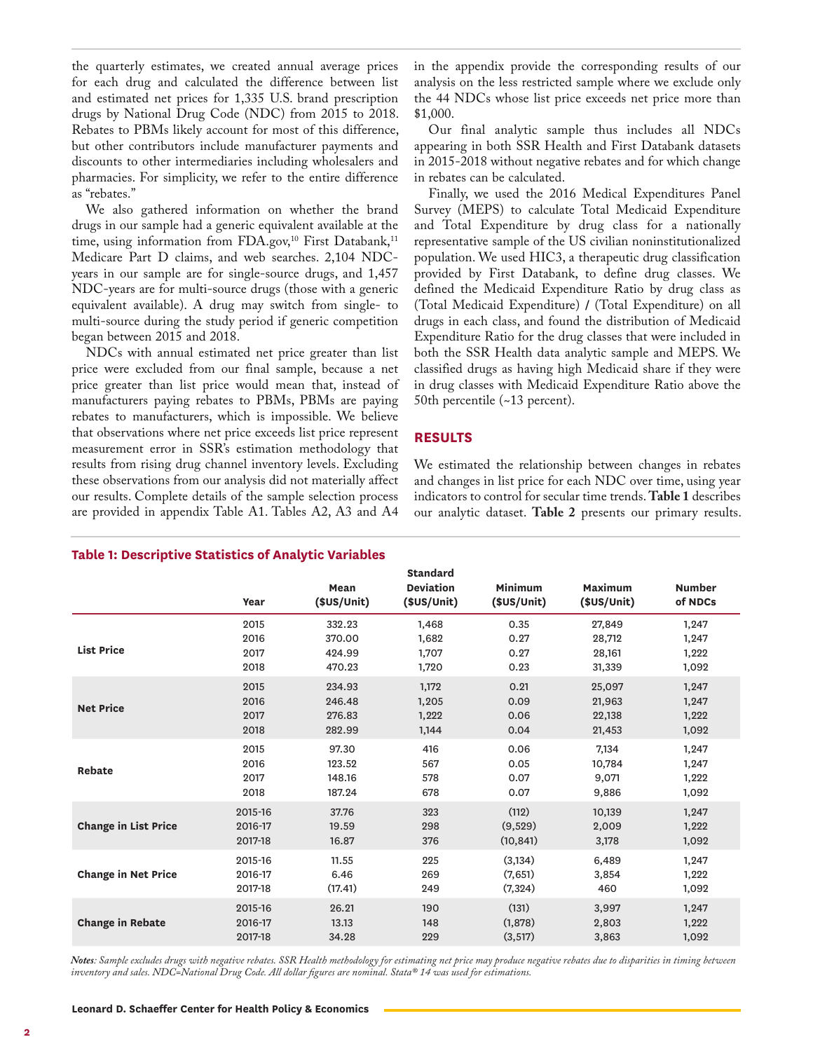the quarterly estimates, we created annual average prices for each drug and calculated the difference between list and estimated net prices for 1,335 U.S. brand prescription drugs by National Drug Code (NDC) from 2015 to 2018. Rebates to PBMs likely account for most of this difference, but other contributors include manufacturer payments and discounts to other intermediaries including wholesalers and pharmacies. For simplicity, we refer to the entire difference as "rebates."

We also gathered information on whether the brand drugs in our sample had a generic equivalent available at the time, using information from FDA.gov,[10] First Databank,[11] Medicare Part D claims, and web searches. 2,104 NDC-years in our sample are for single-source drugs, and 1,457 NDC-years are for multi-source drugs (those with a generic equivalent available). A drug may switch from single- to multi-source during the study period if generic competition began between 2015 and 2018.

NDCs with annual estimated net price greater than list price were excluded from our final sample, because a net price greater than list price would mean that, instead of manufacturers paying rebates to PBMs, PBMs are paying rebates to manufacturers, which is impossible. We believe that observations where net price exceeds list price represent measurement error in SSR's estimation methodology that results from rising drug channel inventory levels. Excluding these observations from our analysis did not materially affect our results. Complete details of the sample selection process are provided in appendix Table A1. Tables A2, A3 and A4 in the appendix provide the corresponding results of our analysis on the less restricted sample where we exclude only the 44 NDCs whose list price exceeds net price more than $1,000.

Our final analytic sample thus includes all NDCs appearing in both SSR Health and First Databank datasets in 2015-2018 without negative rebates and for which change in rebates can be calculated.

Finally, we used the 2016 Medical Expenditures Panel Survey (MEPS) to calculate Total Medicaid Expenditure and Total Expenditure by drug class for a nationally representative sample of the US civilian noninstitutionalized population. We used HIC3, a therapeutic drug classification provided by First Databank, to define drug classes. We defined the Medicaid Expenditure Ratio by drug class as (Total Medicaid Expenditure) / (Total Expenditure) on all drugs in each class, and found the distribution of Medicaid Expenditure Ratio for the drug classes that were included in both the SSR Health data analytic sample and MEPS. We classified drugs as having high Medicaid share if they were in drug classes with Medicaid Expenditure Ratio above the 50th percentile (~13 percent).

## RESULTS

We estimated the relationship between changes in rebates and changes in list price for each NDC over time, using year indicators to control for secular time trends. **Table 1** describes our analytic dataset. **Table 2** presents our primary results.

**Table 1: Descriptive Statistics of Analytic Variables**

| | Year | Mean ($US/Unit) | Standard Deviation ($US/Unit) | Minimum ($US/Unit) | Maximum ($US/Unit) | Number of NDCs |
|---|---|---|---|---|---|---|
| **List Price** | 2015 | 332.23 | 1,468 | 0.35 | 27,849 | 1,247 |
| | 2016 | 370.00 | 1,682 | 0.27 | 28,712 | 1,247 |
| | 2017 | 424.99 | 1,707 | 0.27 | 28,161 | 1,222 |
| | 2018 | 470.23 | 1,720 | 0.23 | 31,339 | 1,092 |
| **Net Price** | 2015 | 234.93 | 1,172 | 0.21 | 25,097 | 1,247 |
| | 2016 | 246.48 | 1,205 | 0.09 | 21,963 | 1,247 |
| | 2017 | 276.83 | 1,222 | 0.06 | 22,138 | 1,222 |
| | 2018 | 282.99 | 1,144 | 0.04 | 21,453 | 1,092 |
| **Rebate** | 2015 | 97.30 | 416 | 0.06 | 7,134 | 1,247 |
| | 2016 | 123.52 | 567 | 0.05 | 10,784 | 1,247 |
| | 2017 | 148.16 | 578 | 0.07 | 9,071 | 1,222 |
| | 2018 | 187.24 | 678 | 0.07 | 9,886 | 1,092 |
| **Change in List Price** | 2015-16 | 37.76 | 323 | (112) | 10,139 | 1,247 |
| | 2016-17 | 19.59 | 298 | (9,529) | 2,009 | 1,222 |
| | 2017-18 | 16.87 | 376 | (10,841) | 3,178 | 1,092 |
| **Change in Net Price** | 2015-16 | 11.55 | 225 | (3,134) | 6,489 | 1,247 |
| | 2016-17 | 6.46 | 269 | (7,651) | 3,854 | 1,222 |
| | 2017-18 | (17.41) | 249 | (7,324) | 460 | 1,092 |
| **Change in Rebate** | 2015-16 | 26.21 | 190 | (131) | 3,997 | 1,247 |
| | 2016-17 | 13.13 | 148 | (1,878) | 2,803 | 1,222 |
| | 2017-18 | 34.28 | 229 | (3,517) | 3,863 | 1,092 |

*Notes: Sample excludes drugs with negative rebates. SSR Health methodology for estimating net price may produce negative rebates due to disparities in timing between inventory and sales. NDC=National Drug Code. All dollar figures are nominal. Stata® 14 was used for estimations.*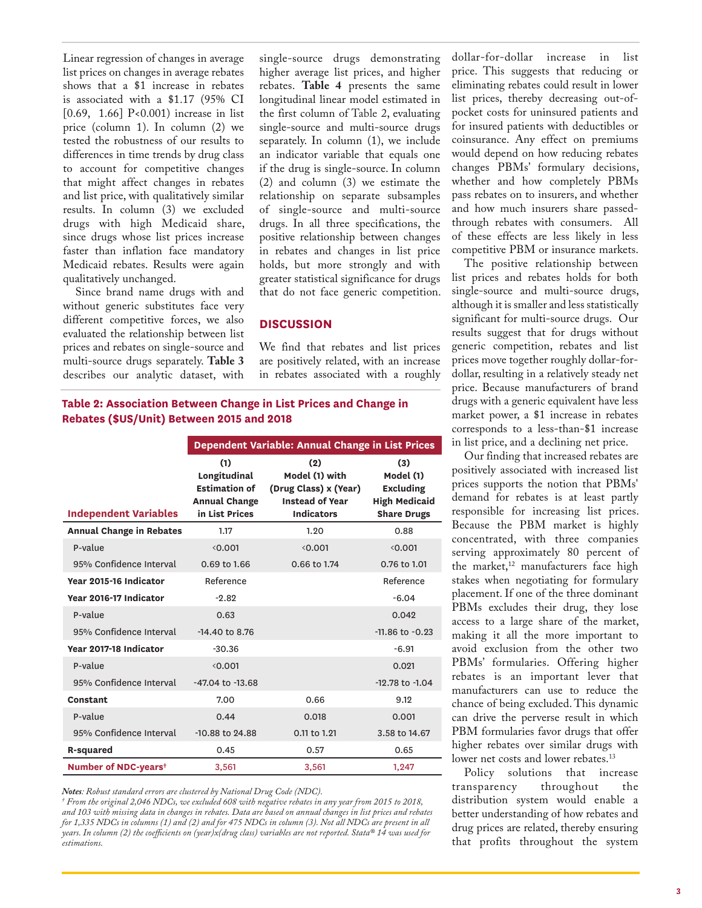Linear regression of changes in average list prices on changes in average rebates shows that a $1 increase in rebates is associated with a $1.17 (95% CI [0.69, 1.66] P<0.001) increase in list price (column 1). In column (2) we tested the robustness of our results to differences in time trends by drug class to account for competitive changes that might affect changes in rebates and list price, with qualitatively similar results. In column (3) we excluded drugs with high Medicaid share, since drugs whose list prices increase faster than inflation face mandatory Medicaid rebates. Results were again qualitatively unchanged.

Since brand name drugs with and without generic substitutes face very different competitive forces, we also evaluated the relationship between list prices and rebates on single-source and multi-source drugs separately. **Table 3** describes our analytic dataset, with single-source drugs demonstrating higher average list prices, and higher rebates. **Table 4** presents the same longitudinal linear model estimated in the first column of Table 2, evaluating single-source and multi-source drugs separately. In column (1), we include an indicator variable that equals one if the drug is single-source. In column (2) and column (3) we estimate the relationship on separate subsamples of single-source and multi-source drugs. In all three specifications, the positive relationship between changes in rebates and changes in list price holds, but more strongly and with greater statistical significance for drugs that do not face generic competition.

## DISCUSSION

We find that rebates and list prices are positively related, with an increase in rebates associated with a roughly dollar-for-dollar increase in list price. This suggests that reducing or eliminating rebates could result in lower list prices, thereby decreasing out-of-pocket costs for uninsured patients and for insured patients with deductibles or coinsurance. Any effect on premiums would depend on how reducing rebates changes PBMs' formulary decisions, whether and how completely PBMs pass rebates on to insurers, and whether and how much insurers share passed-through rebates with consumers. All of these effects are less likely in less competitive PBM or insurance markets.

The positive relationship between list prices and rebates holds for both single-source and multi-source drugs, although it is smaller and less statistically significant for multi-source drugs. Our results suggest that for drugs without generic competition, rebates and list prices move together roughly dollar-for-dollar, resulting in a relatively steady net price. Because manufacturers of brand drugs with a generic equivalent have less market power, a $1 increase in rebates corresponds to a less-than-$1 increase in list price, and a declining net price.

Our finding that increased rebates are positively associated with increased list prices supports the notion that PBMs' demand for rebates is at least partly responsible for increasing list prices. Because the PBM market is highly concentrated, with three companies serving approximately 80 percent of the market,[12] manufacturers face high stakes when negotiating for formulary placement. If one of the three dominant PBMs excludes their drug, they lose access to a large share of the market, making it all the more important to avoid exclusion from the other two PBMs' formularies. Offering higher rebates is an important lever that manufacturers can use to reduce the chance of being excluded. This dynamic can drive the perverse result in which PBM formularies favor drugs that offer higher rebates over similar drugs with lower net costs and lower rebates.[13]

Policy solutions that increase transparency throughout the distribution system would enable a better understanding of how rebates and drug prices are related, thereby ensuring that profits throughout the system

**Table 2: Association Between Change in List Prices and Change in Rebates ($US/Unit) Between 2015 and 2018**

| | Dependent Variable: Annual Change in List Prices | | |
|---|---|---|---|
| **Independent Variables** | **(1) Longitudinal Estimation of Annual Change in List Prices** | **(2) Model (1) with (Drug Class) x (Year) Instead of Year Indicators** | **(3) Model (1) Excluding High Medicaid Share Drugs** |
| **Annual Change in Rebates** | 1.17 | 1.20 | 0.88 |
| P-value | <0.001 | <0.001 | <0.001 |
| 95% Confidence Interval | 0.69 to 1.66 | 0.66 to 1.74 | 0.76 to 1.01 |
| **Year 2015-16 Indicator** | Reference | | Reference |
| **Year 2016-17 Indicator** | -2.82 | | -6.04 |
| P-value | 0.63 | | 0.042 |
| 95% Confidence Interval | -14.40 to 8.76 | | -11.86 to -0.23 |
| **Year 2017-18 Indicator** | -30.36 | | -6.91 |
| P-value | <0.001 | | 0.021 |
| 95% Confidence Interval | -47.04 to -13.68 | | -12.78 to -1.04 |
| **Constant** | 7.00 | 0.66 | 9.12 |
| P-value | 0.44 | 0.018 | 0.001 |
| 95% Confidence Interval | -10.88 to 24.88 | 0.11 to 1.21 | 3.58 to 14.67 |
| **R-squared** | 0.45 | 0.57 | 0.65 |
| **Number of NDC-years†** | 3,561 | 3,561 | 1,247 |

*Notes: Robust standard errors are clustered by National Drug Code (NDC).*
*† From the original 2,046 NDCs, we excluded 608 with negative rebates in any year from 2015 to 2018, and 103 with missing data in changes in rebates. Data are based on annual changes in list prices and rebates for 1,335 NDCs in columns (1) and (2) and for 475 NDCs in column (3). Not all NDCs are present in all years. In column (2) the coefficients on (year)x(drug class) variables are not reported. Stata® 14 was used for estimations.*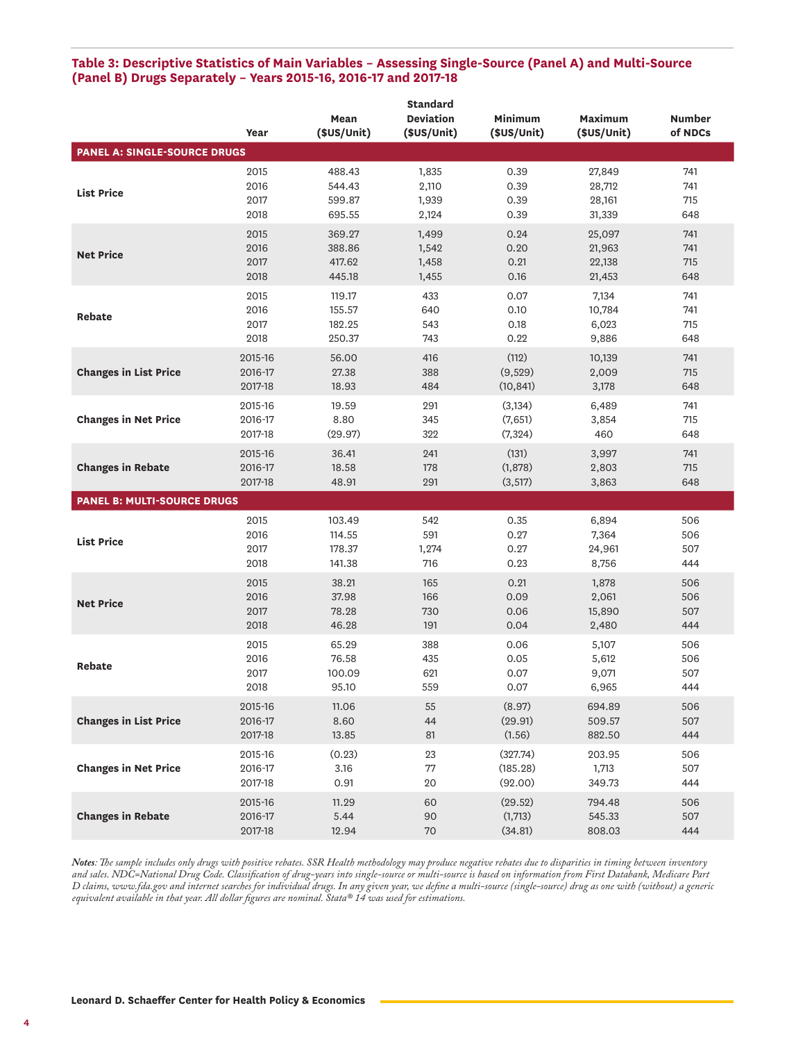**Table 3: Descriptive Statistics of Main Variables – Assessing Single-Source (Panel A) and Multi-Source (Panel B) Drugs Separately – Years 2015-16, 2016-17 and 2017-18**

| | Year | Mean ($US/Unit) | Standard Deviation ($US/Unit) | Minimum ($US/Unit) | Maximum ($US/Unit) | Number of NDCs |
|---|---|---|---|---|---|---|
| **PANEL A: SINGLE-SOURCE DRUGS** | | | | | | |
| **List Price** | 2015 | 488.43 | 1,835 | 0.39 | 27,849 | 741 |
| | 2016 | 544.43 | 2,110 | 0.39 | 28,712 | 741 |
| | 2017 | 599.87 | 1,939 | 0.39 | 28,161 | 715 |
| | 2018 | 695.55 | 2,124 | 0.39 | 31,339 | 648 |
| **Net Price** | 2015 | 369.27 | 1,499 | 0.24 | 25,097 | 741 |
| | 2016 | 388.86 | 1,542 | 0.20 | 21,963 | 741 |
| | 2017 | 417.62 | 1,458 | 0.21 | 22,138 | 715 |
| | 2018 | 445.18 | 1,455 | 0.16 | 21,453 | 648 |
| **Rebate** | 2015 | 119.17 | 433 | 0.07 | 7,134 | 741 |
| | 2016 | 155.57 | 640 | 0.10 | 10,784 | 741 |
| | 2017 | 182.25 | 543 | 0.18 | 6,023 | 715 |
| | 2018 | 250.37 | 743 | 0.22 | 9,886 | 648 |
| **Changes in List Price** | 2015-16 | 56.00 | 416 | (112) | 10,139 | 741 |
| | 2016-17 | 27.38 | 388 | (9,529) | 2,009 | 715 |
| | 2017-18 | 18.93 | 484 | (10,841) | 3,178 | 648 |
| **Changes in Net Price** | 2015-16 | 19.59 | 291 | (3,134) | 6,489 | 741 |
| | 2016-17 | 8.80 | 345 | (7,651) | 3,854 | 715 |
| | 2017-18 | (29.97) | 322 | (7,324) | 460 | 648 |
| **Changes in Rebate** | 2015-16 | 36.41 | 241 | (131) | 3,997 | 741 |
| | 2016-17 | 18.58 | 178 | (1,878) | 2,803 | 715 |
| | 2017-18 | 48.91 | 291 | (3,517) | 3,863 | 648 |
| **PANEL B: MULTI-SOURCE DRUGS** | | | | | | |
| **List Price** | 2015 | 103.49 | 542 | 0.35 | 6,894 | 506 |
| | 2016 | 114.55 | 591 | 0.27 | 7,364 | 506 |
| | 2017 | 178.37 | 1,274 | 0.27 | 24,961 | 507 |
| | 2018 | 141.38 | 716 | 0.23 | 8,756 | 444 |
| **Net Price** | 2015 | 38.21 | 165 | 0.21 | 1,878 | 506 |
| | 2016 | 37.98 | 166 | 0.09 | 2,061 | 506 |
| | 2017 | 78.28 | 730 | 0.06 | 15,890 | 507 |
| | 2018 | 46.28 | 191 | 0.04 | 2,480 | 444 |
| **Rebate** | 2015 | 65.29 | 388 | 0.06 | 5,107 | 506 |
| | 2016 | 76.58 | 435 | 0.05 | 5,612 | 506 |
| | 2017 | 100.09 | 621 | 0.07 | 9,071 | 507 |
| | 2018 | 95.10 | 559 | 0.07 | 6,965 | 444 |
| **Changes in List Price** | 2015-16 | 11.06 | 55 | (8.97) | 694.89 | 506 |
| | 2016-17 | 8.60 | 44 | (29.91) | 509.57 | 507 |
| | 2017-18 | 13.85 | 81 | (1.56) | 882.50 | 444 |
| **Changes in Net Price** | 2015-16 | (0.23) | 23 | (327.74) | 203.95 | 506 |
| | 2016-17 | 3.16 | 77 | (185.28) | 1,713 | 507 |
| | 2017-18 | 0.91 | 20 | (92.00) | 349.73 | 444 |
| **Changes in Rebate** | 2015-16 | 11.29 | 60 | (29.52) | 794.48 | 506 |
| | 2016-17 | 5.44 | 90 | (1,713) | 545.33 | 507 |
| | 2017-18 | 12.94 | 70 | (34.81) | 808.03 | 444 |

*Notes: The sample includes only drugs with positive rebates. SSR Health methodology may produce negative rebates due to disparities in timing between inventory and sales. NDC=National Drug Code. Classification of drug-years into single-source or multi-source is based on information from First Databank, Medicare Part D claims, www.fda.gov and internet searches for individual drugs. In any given year, we define a multi-source (single-source) drug as one with (without) a generic equivalent available in that year. All dollar figures are nominal. Stata® 14 was used for estimations.*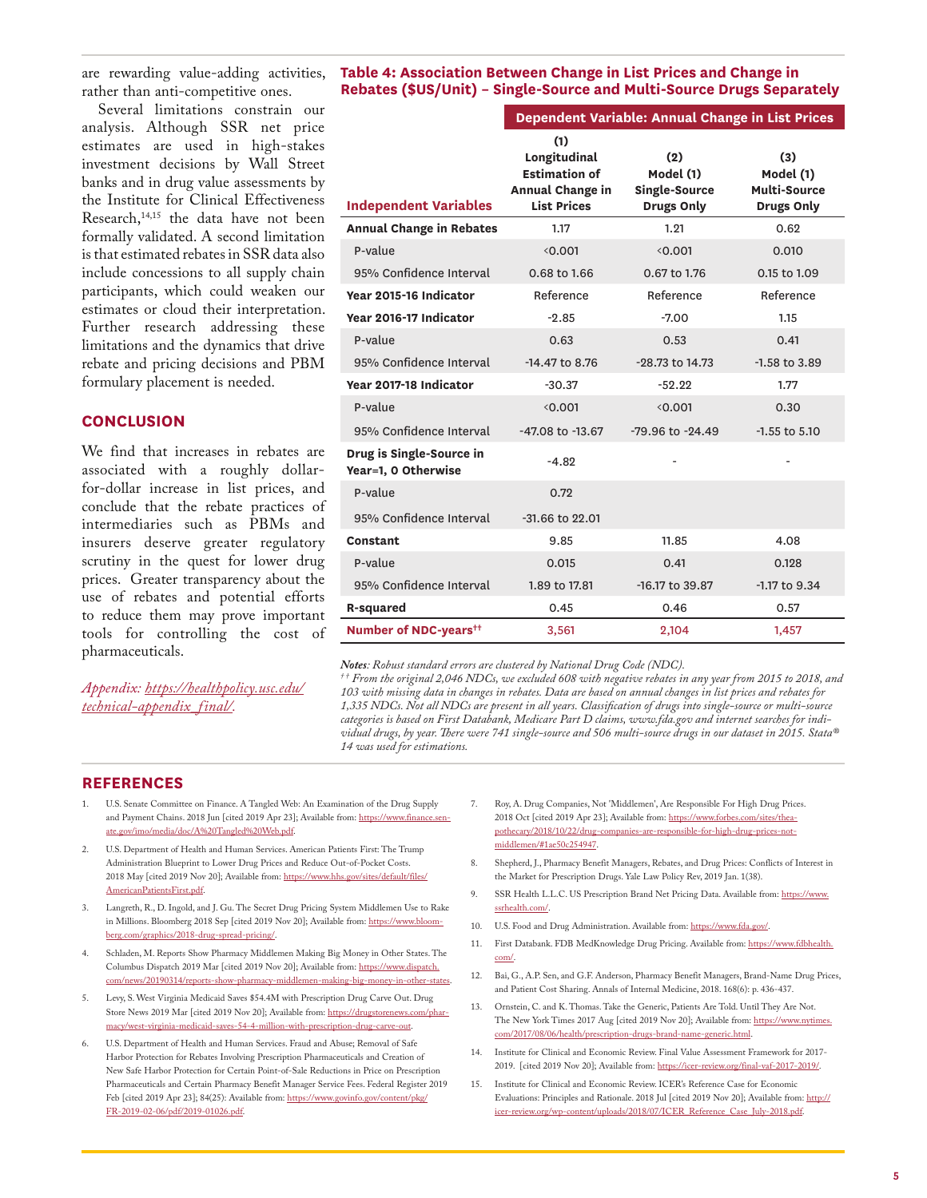are rewarding value-adding activities, rather than anti-competitive ones.

Several limitations constrain our analysis. Although SSR net price estimates are used in high-stakes investment decisions by Wall Street banks and in drug value assessments by the Institute for Clinical Effectiveness Research,[14,15] the data have not been formally validated. A second limitation is that estimated rebates in SSR data also include concessions to all supply chain participants, which could weaken our estimates or cloud their interpretation. Further research addressing these limitations and the dynamics that drive rebate and pricing decisions and PBM formulary placement is needed.

## CONCLUSION

We find that increases in rebates are associated with a roughly dollar-for-dollar increase in list prices, and conclude that the rebate practices of intermediaries such as PBMs and insurers deserve greater regulatory scrutiny in the quest for lower drug prices. Greater transparency about the use of rebates and potential efforts to reduce them may prove important tools for controlling the cost of pharmaceuticals.

*Appendix: https://healthpolicy.usc.edu/technical-appendix_final/.*

### Table 4: Association Between Change in List Prices and Change in Rebates ($US/Unit) – Single-Source and Multi-Source Drugs Separately

| | Dependent Variable: Annual Change in List Prices | | |
|---|---|---|---|
| **Independent Variables** | **(1) Longitudinal Estimation of Annual Change in List Prices** | **(2) Model (1) Single-Source Drugs Only** | **(3) Model (1) Multi-Source Drugs Only** |
| **Annual Change in Rebates** | 1.17 | 1.21 | 0.62 |
| P-value | <0.001 | <0.001 | 0.010 |
| 95% Confidence Interval | 0.68 to 1.66 | 0.67 to 1.76 | 0.15 to 1.09 |
| **Year 2015-16 Indicator** | Reference | Reference | Reference |
| **Year 2016-17 Indicator** | -2.85 | -7.00 | 1.15 |
| P-value | 0.63 | 0.53 | 0.41 |
| 95% Confidence Interval | -14.47 to 8.76 | -28.73 to 14.73 | -1.58 to 3.89 |
| **Year 2017-18 Indicator** | -30.37 | -52.22 | 1.77 |
| P-value | <0.001 | <0.001 | 0.30 |
| 95% Confidence Interval | -47.08 to -13.67 | -79.96 to -24.49 | -1.55 to 5.10 |
| **Drug is Single-Source in Year=1, 0 Otherwise** | -4.82 | - | - |
| P-value | 0.72 | | |
| 95% Confidence Interval | -31.66 to 22.01 | | |
| **Constant** | 9.85 | 11.85 | 4.08 |
| P-value | 0.015 | 0.41 | 0.128 |
| 95% Confidence Interval | 1.89 to 17.81 | -16.17 to 39.87 | -1.17 to 9.34 |
| **R-squared** | 0.45 | 0.46 | 0.57 |
| **Number of NDC-years**[††] | 3,561 | 2,104 | 1,457 |

***Notes**: Robust standard errors are clustered by National Drug Code (NDC).*

*[††] From the original 2,046 NDCs, we excluded 608 with negative rebates in any year from 2015 to 2018, and 103 with missing data in changes in rebates. Data are based on annual changes in list prices and rebates for 1,335 NDCs. Not all NDCs are present in all years. Classification of drugs into single-source or multi-source categories is based on First Databank, Medicare Part D claims, www.fda.gov and internet searches for individual drugs, by year. There were 741 single-source and 506 multi-source drugs in our dataset in 2015. Stata® 14 was used for estimations.*

## REFERENCES

1. U.S. Senate Committee on Finance. A Tangled Web: An Examination of the Drug Supply and Payment Chains. 2018 Jun [cited 2019 Apr 23]; Available from: https://www.finance.senate.gov/imo/media/doc/A%20Tangled%20Web.pdf.
2. U.S. Department of Health and Human Services. American Patients First: The Trump Administration Blueprint to Lower Drug Prices and Reduce Out-of-Pocket Costs. 2018 May [cited 2019 Nov 20]; Available from: https://www.hhs.gov/sites/default/files/AmericanPatientsFirst.pdf.
3. Langreth, R., D. Ingold, and J. Gu. The Secret Drug Pricing System Middlemen Use to Rake in Millions. Bloomberg 2018 Sep [cited 2019 Nov 20]; Available from: https://www.bloomberg.com/graphics/2018-drug-spread-pricing/.
4. Schladen, M. Reports Show Pharmacy Middlemen Making Big Money in Other States. The Columbus Dispatch 2019 Mar [cited 2019 Nov 20]; Available from: https://www.dispatch.com/news/20190314/reports-show-pharmacy-middlemen-making-big-money-in-other-states.
5. Levy, S. West Virginia Medicaid Saves $54.4M with Prescription Drug Carve Out. Drug Store News 2019 Mar [cited 2019 Nov 20]; Available from: https://drugstorenews.com/pharmacy/west-virginia-medicaid-saves-54-4-million-with-prescription-drug-carve-out.
6. U.S. Department of Health and Human Services. Fraud and Abuse; Removal of Safe Harbor Protection for Rebates Involving Prescription Pharmaceuticals and Creation of New Safe Harbor Protection for Certain Point-of-Sale Reductions in Price on Prescription Pharmaceuticals and Certain Pharmacy Benefit Manager Service Fees. Federal Register 2019 Feb [cited 2019 Apr 23]; 84(25): Available from: https://www.govinfo.gov/content/pkg/FR-2019-02-06/pdf/2019-01026.pdf.
7. Roy, A. Drug Companies, Not 'Middlemen', Are Responsible For High Drug Prices. 2018 Oct [cited 2019 Apr 23]; Available from: https://www.forbes.com/sites/theapothecary/2018/10/22/drug-companies-are-responsible-for-high-drug-prices-not-middlemen/#1ae50c254947.
8. Shepherd, J., Pharmacy Benefit Managers, Rebates, and Drug Prices: Conflicts of Interest in the Market for Prescription Drugs. Yale Law Policy Rev, 2019 Jan. 1(38).
9. SSR Health L.L.C. US Prescription Brand Net Pricing Data. Available from: https://www.ssrhealth.com/.
10. U.S. Food and Drug Administration. Available from: https://www.fda.gov/.
11. First Databank. FDB MedKnowledge Drug Pricing. Available from: https://www.fdbhealth.com/.
12. Bai, G., A.P. Sen, and G.F. Anderson, Pharmacy Benefit Managers, Brand-Name Drug Prices, and Patient Cost Sharing. Annals of Internal Medicine, 2018. 168(6): p. 436-437.
13. Ornstein, C. and K. Thomas. Take the Generic, Patients Are Told. Until They Are Not. The New York Times 2017 Aug [cited 2019 Nov 20]; Available from: https://www.nytimes.com/2017/08/06/health/prescription-drugs-brand-name-generic.html.
14. Institute for Clinical and Economic Review. Final Value Assessment Framework for 2017-2019. [cited 2019 Nov 20]; Available from: https://icer-review.org/final-vaf-2017-2019/.
15. Institute for Clinical and Economic Review. ICER's Reference Case for Economic Evaluations: Principles and Rationale. 2018 Jul [cited 2019 Nov 20]; Available from: http://icer-review.org/wp-content/uploads/2018/07/ICER_Reference_Case_July-2018.pdf.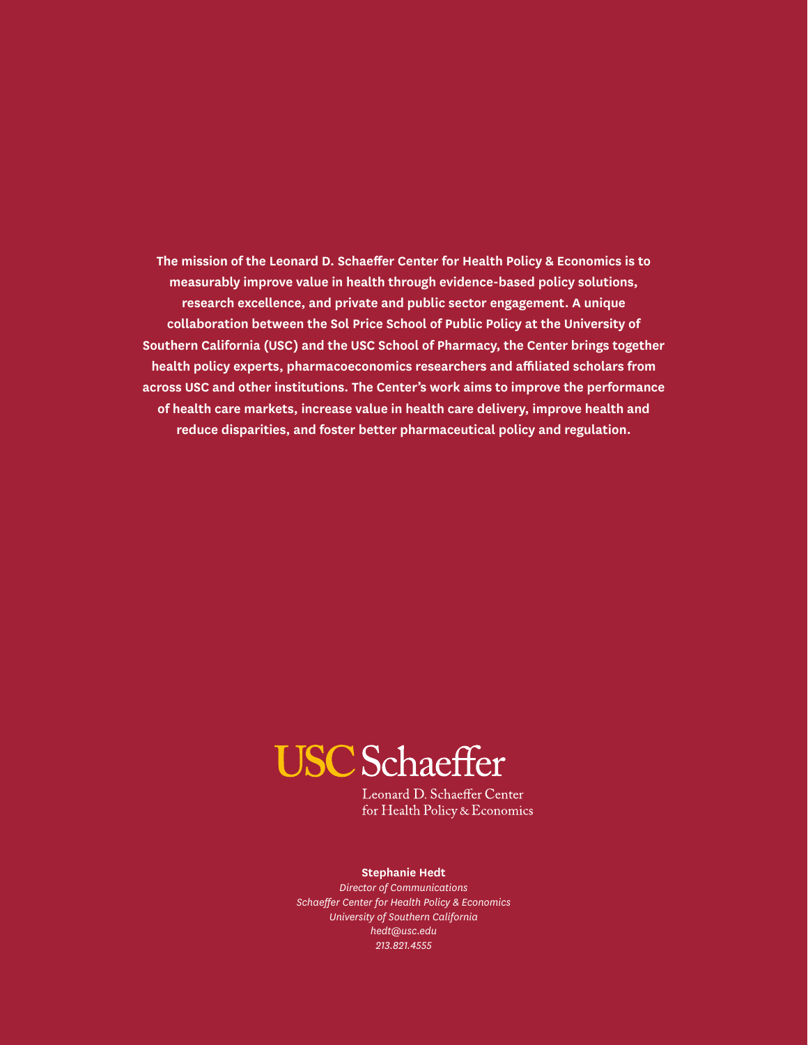**The mission of the Leonard D. Schaeffer Center for Health Policy & Economics is to measurably improve value in health through evidence-based policy solutions, research excellence, and private and public sector engagement. A unique collaboration between the Sol Price School of Public Policy at the University of Southern California (USC) and the USC School of Pharmacy, the Center brings together health policy experts, pharmacoeconomics researchers and affiliated scholars from across USC and other institutions. The Center's work aims to improve the performance of health care markets, increase value in health care delivery, improve health and reduce disparities, and foster better pharmaceutical policy and regulation.**

USC Schaeffer

Leonard D. Schaeffer Center for Health Policy & Economics

**Stephanie Hedt**

*Director of Communications*
*Schaeffer Center for Health Policy & Economics*
*University of Southern California*
*hedt@usc.edu*
*213.821.4555*